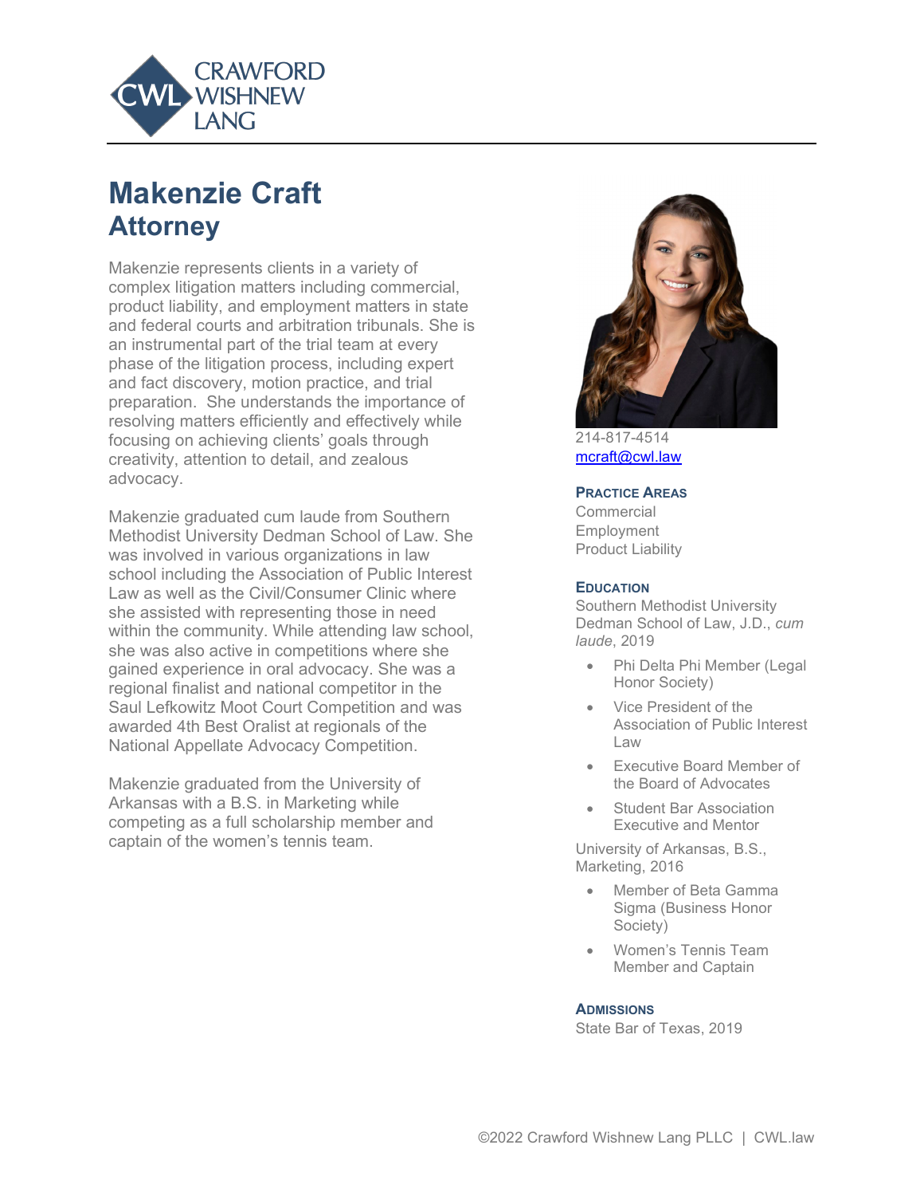CRAWFORD WISHNEW LANG

# Makenzie Craft
## Attorney

Makenzie represents clients in a variety of complex litigation matters including commercial, product liability, and employment matters in state and federal courts and arbitration tribunals. She is an instrumental part of the trial team at every phase of the litigation process, including expert and fact discovery, motion practice, and trial preparation. She understands the importance of resolving matters efficiently and effectively while focusing on achieving clients' goals through creativity, attention to detail, and zealous advocacy.

Makenzie graduated cum laude from Southern Methodist University Dedman School of Law. She was involved in various organizations in law school including the Association of Public Interest Law as well as the Civil/Consumer Clinic where she assisted with representing those in need within the community. While attending law school, she was also active in competitions where she gained experience in oral advocacy. She was a regional finalist and national competitor in the Saul Lefkowitz Moot Court Competition and was awarded 4th Best Oralist at regionals of the National Appellate Advocacy Competition.

Makenzie graduated from the University of Arkansas with a B.S. in Marketing while competing as a full scholarship member and captain of the women's tennis team.

214-817-4514
mcraft@cwl.law

### Practice Areas

Commercial
Employment
Product Liability

### Education

Southern Methodist University Dedman School of Law, J.D., *cum laude*, 2019

- Phi Delta Phi Member (Legal Honor Society)
- Vice President of the Association of Public Interest Law
- Executive Board Member of the Board of Advocates
- Student Bar Association Executive and Mentor

University of Arkansas, B.S., Marketing, 2016

- Member of Beta Gamma Sigma (Business Honor Society)
- Women's Tennis Team Member and Captain

### Admissions

State Bar of Texas, 2019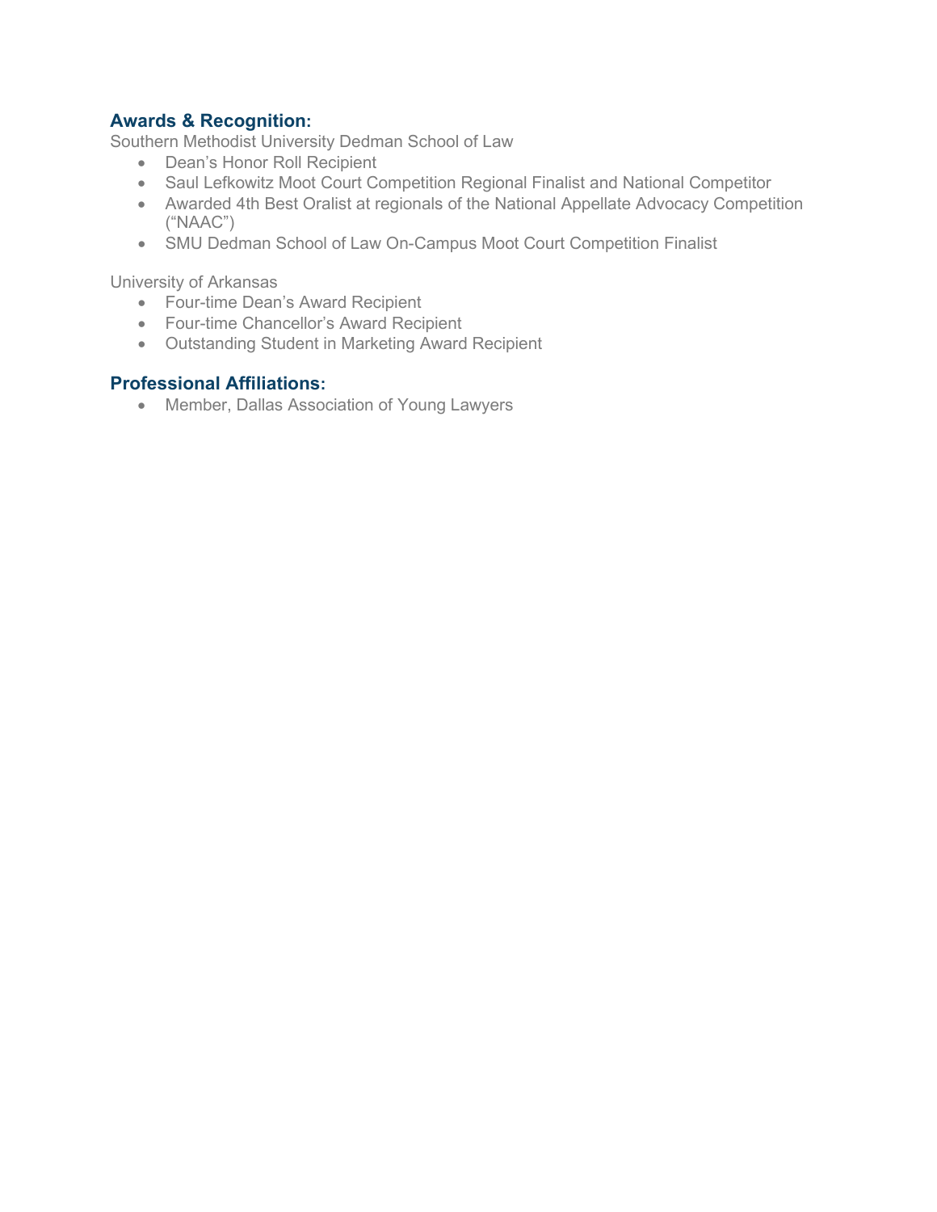## Awards & Recognition:

Southern Methodist University Dedman School of Law

- Dean's Honor Roll Recipient
- Saul Lefkowitz Moot Court Competition Regional Finalist and National Competitor
- Awarded 4th Best Oralist at regionals of the National Appellate Advocacy Competition ("NAAC")
- SMU Dedman School of Law On-Campus Moot Court Competition Finalist

University of Arkansas

- Four-time Dean's Award Recipient
- Four-time Chancellor's Award Recipient
- Outstanding Student in Marketing Award Recipient

## Professional Affiliations:

- Member, Dallas Association of Young Lawyers